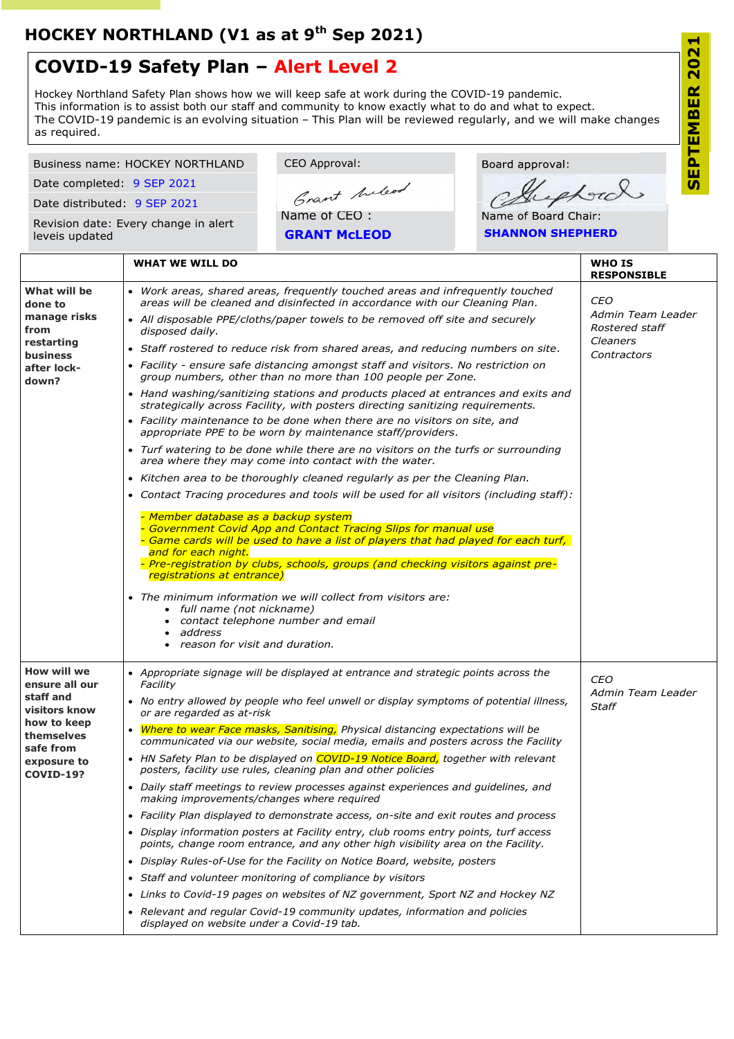# HOCKEY NORTHLAND (V1 as at 9th Sep 2021)

SEPTEMBER 2021

## COVID-19 Safety Plan – Alert Level 2

Hockey Northland Safety Plan shows how we will keep safe at work during the COVID-19 pandemic.
This information is to assist both our staff and community to know exactly what to do and what to expect.
The COVID-19 pandemic is an evolving situation – This Plan will be reviewed regularly, and we will make changes as required.

| Business name: HOCKEY NORTHLAND | CEO Approval: | Board approval: |
|---|---|---|
| Date completed: 9 SEP 2021 | Grant McLeod | Shepherd |
| Date distributed: 9 SEP 2021 | Name of CEO : **GRANT McLEOD** | Name of Board Chair: **SHANNON SHEPHERD** |
| Revision date: Every change in alert leveis updated | | |

| | WHAT WE WILL DO | WHO IS RESPONSIBLE |
|---|---|---|
| **What will be done to manage risks from restarting business after lock-down?** | • *Work areas, shared areas, frequently touched areas and infrequently touched areas will be cleaned and disinfected in accordance with our Cleaning Plan.*<br>• *All disposable PPE/cloths/paper towels to be removed off site and securely disposed daily.*<br>• *Staff rostered to reduce risk from shared areas, and reducing numbers on site.*<br>• *Facility - ensure safe distancing amongst staff and visitors. No restriction on group numbers, other than no more than 100 people per Zone.*<br>• *Hand washing/sanitizing stations and products placed at entrances and exits and strategically across Facility, with posters directing sanitizing requirements.*<br>• *Facility maintenance to be done when there are no visitors on site, and appropriate PPE to be worn by maintenance staff/providers.*<br>• *Turf watering to be done while there are no visitors on the turfs or surrounding area where they may come into contact with the water.*<br>• *Kitchen area to be thoroughly cleaned regularly as per the Cleaning Plan.*<br>• *Contact Tracing procedures and tools will be used for all visitors (including staff):*<br>*- Member database as a backup system*<br>*- Government Covid App and Contact Tracing Slips for manual use*<br>*- Game cards will be used to have a list of players that had played for each turf, and for each night.*<br>*- Pre-registration by clubs, schools, groups (and checking visitors against pre-registrations at entrance)*<br>• *The minimum information we will collect from visitors are:*<br>&nbsp;&nbsp;• *full name (not nickname)*<br>&nbsp;&nbsp;• *contact telephone number and email*<br>&nbsp;&nbsp;• *address*<br>&nbsp;&nbsp;• *reason for visit and duration.* | *CEO*<br>*Admin Team Leader*<br>*Rostered staff*<br>*Cleaners*<br>*Contractors* |
| **How will we ensure all our staff and visitors know how to keep themselves safe from exposure to COVID-19?** | • *Appropriate signage will be displayed at entrance and strategic points across the Facility*<br>• *No entry allowed by people who feel unwell or display symptoms of potential illness, or are regarded as at-risk*<br>• *Where to wear Face masks, Sanitising, Physical distancing expectations will be communicated via our website, social media, emails and posters across the Facility*<br>• *HN Safety Plan to be displayed on COVID-19 Notice Board, together with relevant posters, facility use rules, cleaning plan and other policies*<br>• *Daily staff meetings to review processes against experiences and guidelines, and making improvements/changes where required*<br>• *Facility Plan displayed to demonstrate access, on-site and exit routes and process*<br>• *Display information posters at Facility entry, club rooms entry points, turf access points, change room entrance, and any other high visibility area on the Facility.*<br>• *Display Rules-of-Use for the Facility on Notice Board, website, posters*<br>• *Staff and volunteer monitoring of compliance by visitors*<br>• *Links to Covid-19 pages on websites of NZ government, Sport NZ and Hockey NZ*<br>• *Relevant and regular Covid-19 community updates, information and policies displayed on website under a Covid-19 tab.* | *CEO*<br>*Admin Team Leader*<br>*Staff* |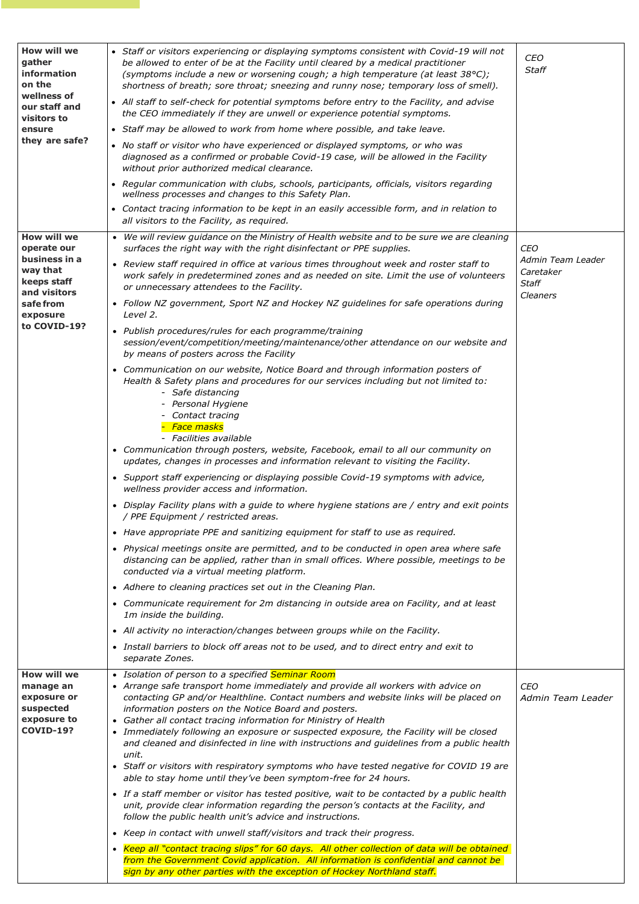| | | |
|---|---|---|
| **How will we gather information on the wellness of our staff and visitors to ensure they are safe?** | • *Staff or visitors experiencing or displaying symptoms consistent with Covid-19 will not be allowed to enter of be at the Facility until cleared by a medical practitioner (symptoms include a new or worsening cough; a high temperature (at least 38°C); shortness of breath; sore throat; sneezing and runny nose; temporary loss of smell).*<br>• *All staff to self-check for potential symptoms before entry to the Facility, and advise the CEO immediately if they are unwell or experience potential symptoms.*<br>• *Staff may be allowed to work from home where possible, and take leave.*<br>• *No staff or visitor who have experienced or displayed symptoms, or who was diagnosed as a confirmed or probable Covid-19 case, will be allowed in the Facility without prior authorized medical clearance.*<br>• *Regular communication with clubs, schools, participants, officials, visitors regarding wellness processes and changes to this Safety Plan.*<br>• *Contact tracing information to be kept in an easily accessible form, and in relation to all visitors to the Facility, as required.* | *CEO*<br>*Staff* |
| **How will we operate our business in a way that keeps staff and visitors safe from exposure to COVID-19?** | • *We will review guidance on the Ministry of Health website and to be sure we are cleaning surfaces the right way with the right disinfectant or PPE supplies.*<br>• *Review staff required in office at various times throughout week and roster staff to work safely in predetermined zones and as needed on site. Limit the use of volunteers or unnecessary attendees to the Facility.*<br>• *Follow NZ government, Sport NZ and Hockey NZ guidelines for safe operations during Level 2.*<br>• *Publish procedures/rules for each programme/training session/event/competition/meeting/maintenance/other attendance on our website and by means of posters across the Facility*<br>• *Communication on our website, Notice Board and through information posters of Health & Safety plans and procedures for our services including but not limited to:*<br>  - *Safe distancing*<br>  - *Personal Hygiene*<br>  - *Contact tracing*<br>  - *Face masks*<br>  - *Facilities available*<br>• *Communication through posters, website, Facebook, email to all our community on updates, changes in processes and information relevant to visiting the Facility.*<br>• *Support staff experiencing or displaying possible Covid-19 symptoms with advice, wellness provider access and information.*<br>• *Display Facility plans with a guide to where hygiene stations are / entry and exit points / PPE Equipment / restricted areas.*<br>• *Have appropriate PPE and sanitizing equipment for staff to use as required.*<br>• *Physical meetings onsite are permitted, and to be conducted in open area where safe distancing can be applied, rather than in small offices. Where possible, meetings to be conducted via a virtual meeting platform.*<br>• *Adhere to cleaning practices set out in the Cleaning Plan.*<br>• *Communicate requirement for 2m distancing in outside area on Facility, and at least 1m inside the building.*<br>• *All activity no interaction/changes between groups while on the Facility.*<br>• *Install barriers to block off areas not to be used, and to direct entry and exit to separate Zones.* | *CEO*<br>*Admin Team Leader*<br>*Caretaker*<br>*Staff*<br>*Cleaners* |
| **How will we manage an exposure or suspected exposure to COVID-19?** | • *Isolation of person to a specified Seminar Room*<br>• *Arrange safe transport home immediately and provide all workers with advice on contacting GP and/or Healthline. Contact numbers and website links will be placed on information posters on the Notice Board and posters.*<br>• *Gather all contact tracing information for Ministry of Health*<br>• *Immediately following an exposure or suspected exposure, the Facility will be closed and cleaned and disinfected in line with instructions and guidelines from a public health unit.*<br>• *Staff or visitors with respiratory symptoms who have tested negative for COVID 19 are able to stay home until they've been symptom-free for 24 hours.*<br>• *If a staff member or visitor has tested positive, wait to be contacted by a public health unit, provide clear information regarding the person's contacts at the Facility, and follow the public health unit's advice and instructions.*<br>• *Keep in contact with unwell staff/visitors and track their progress.*<br>• *Keep all "contact tracing slips" for 60 days. All other collection of data will be obtained from the Government Covid application. All information is confidential and cannot be sign by any other parties with the exception of Hockey Northland staff.* | *CEO*<br>*Admin Team Leader* |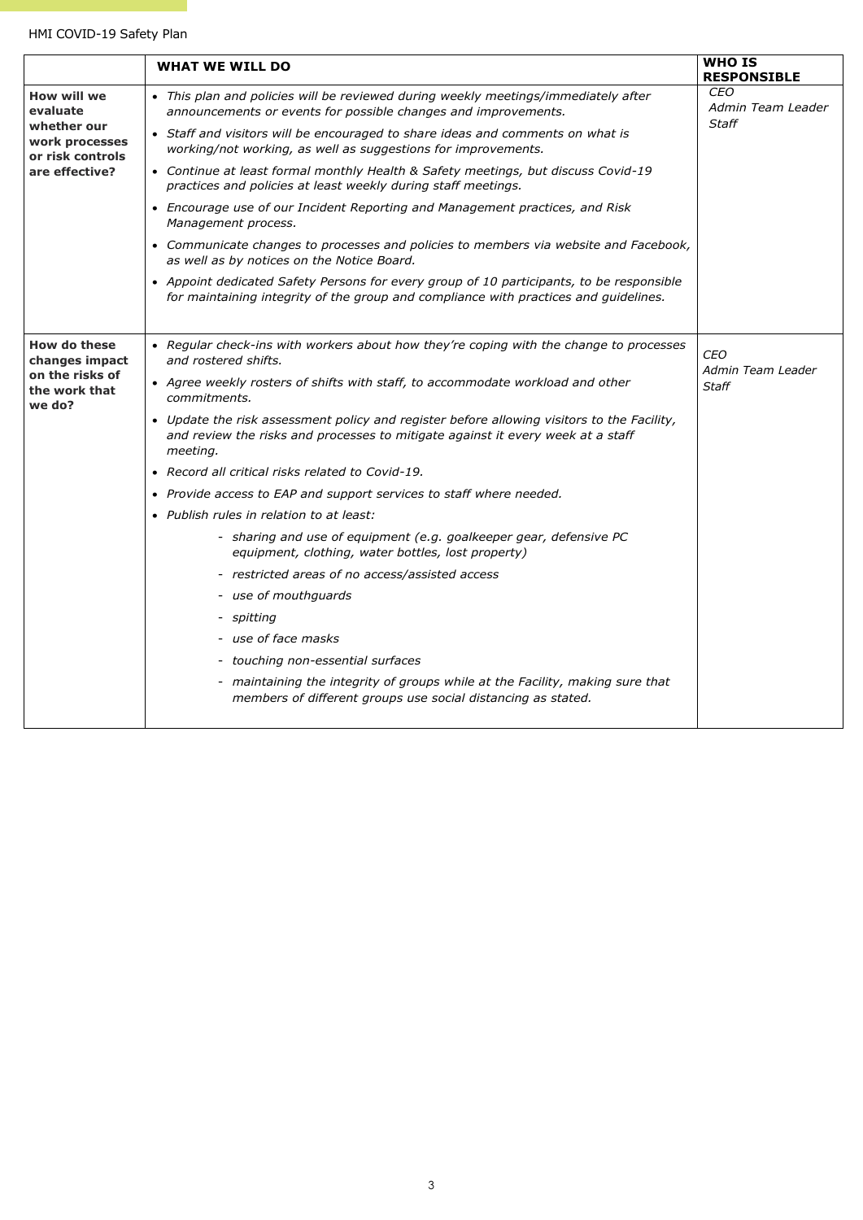| | WHAT WE WILL DO | WHO IS RESPONSIBLE |
|---|---|---|
| **How will we evaluate whether our work processes or risk controls are effective?** | • *This plan and policies will be reviewed during weekly meetings/immediately after announcements or events for possible changes and improvements.*<br>• *Staff and visitors will be encouraged to share ideas and comments on what is working/not working, as well as suggestions for improvements.*<br>• *Continue at least formal monthly Health & Safety meetings, but discuss Covid-19 practices and policies at least weekly during staff meetings.*<br>• *Encourage use of our Incident Reporting and Management practices, and Risk Management process.*<br>• *Communicate changes to processes and policies to members via website and Facebook, as well as by notices on the Notice Board.*<br>• *Appoint dedicated Safety Persons for every group of 10 participants, to be responsible for maintaining integrity of the group and compliance with practices and guidelines.* | *CEO*<br>*Admin Team Leader*<br>*Staff* |
| **How do these changes impact on the risks of the work that we do?** | • *Regular check-ins with workers about how they're coping with the change to processes and rostered shifts.*<br>• *Agree weekly rosters of shifts with staff, to accommodate workload and other commitments.*<br>• *Update the risk assessment policy and register before allowing visitors to the Facility, and review the risks and processes to mitigate against it every week at a staff meeting.*<br>• *Record all critical risks related to Covid-19.*<br>• *Provide access to EAP and support services to staff where needed.*<br>• *Publish rules in relation to at least:*<br>- *sharing and use of equipment (e.g. goalkeeper gear, defensive PC equipment, clothing, water bottles, lost property)*<br>- *restricted areas of no access/assisted access*<br>- *use of mouthguards*<br>- *spitting*<br>- *use of face masks*<br>- *touching non-essential surfaces*<br>- *maintaining the integrity of groups while at the Facility, making sure that members of different groups use social distancing as stated.* | *CEO*<br>*Admin Team Leader*<br>*Staff* |